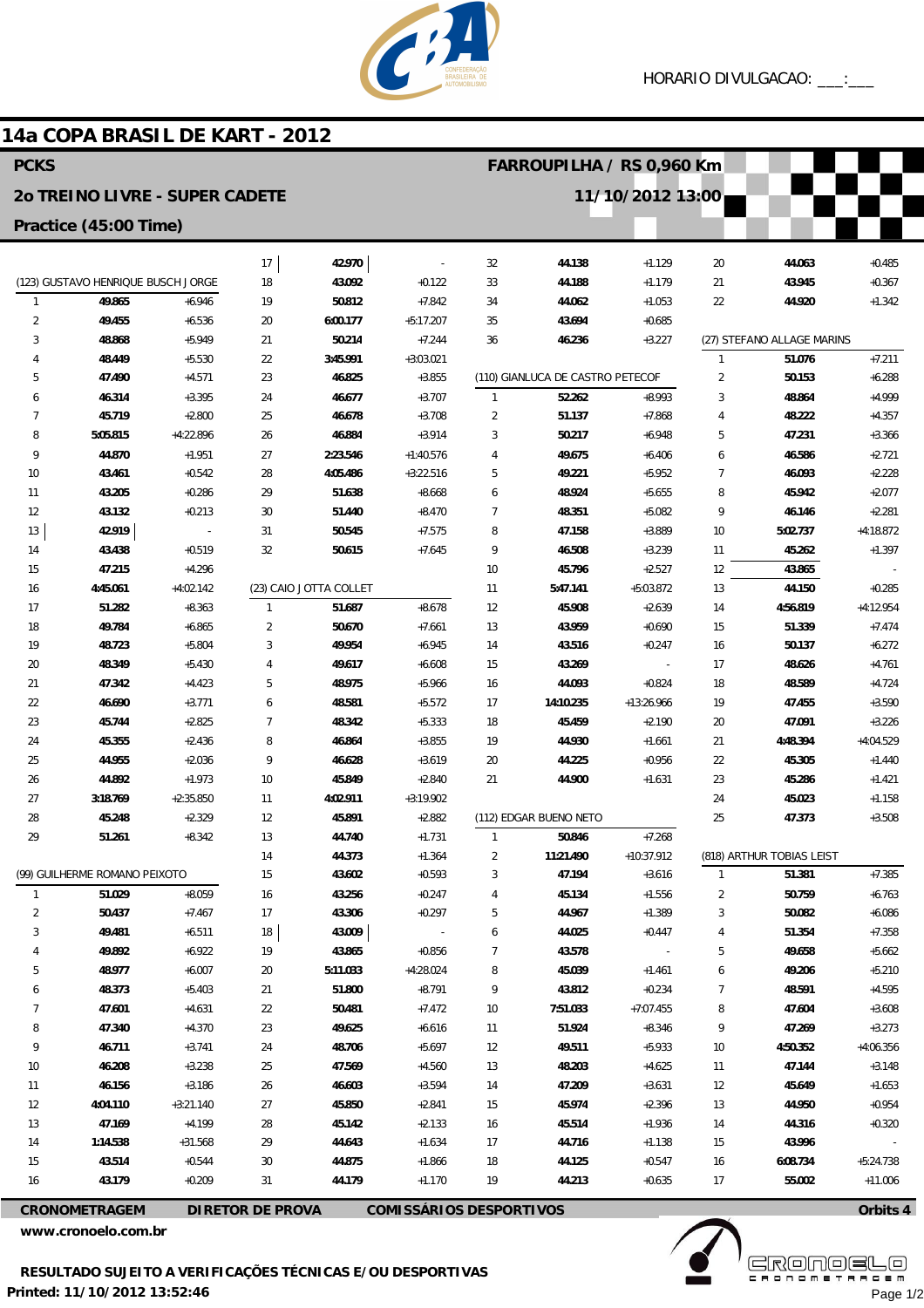HORARIO DIVULGACAO: ___:___

# 14a COPA BRASIL DE KART - 2012

**PCKS** — **FARROUPILHA / RS 0,960 Km**

**2o TREINO LIVRE - SUPER CADETE** — **11/10/2012 13:00**

**Practice (45:00 Time)**

### (123) GUSTAVO HENRIQUE BUSCH JORGE

| Lap | Time | Diff |
|---|---|---|
| 1 | 49.865 | +6.946 |
| 2 | 49.455 | +6.536 |
| 3 | 48.868 | +5.949 |
| 4 | 48.449 | +5.530 |
| 5 | 47.490 | +4.571 |
| 6 | 46.314 | +3.395 |
| 7 | 45.719 | +2.800 |
| 8 | 5:05.815 | +4:22.896 |
| 9 | 44.870 | +1.951 |
| 10 | 43.461 | +0.542 |
| 11 | 43.205 | +0.286 |
| 12 | 43.132 | +0.213 |
| 13 | 42.919 | - |
| 14 | 43.438 | +0.519 |
| 15 | 47.215 | +4.296 |
| 16 | 4:45.061 | +4:02.142 |
| 17 | 51.282 | +8.363 |
| 18 | 49.784 | +6.865 |
| 19 | 48.723 | +5.804 |
| 20 | 48.349 | +5.430 |
| 21 | 47.342 | +4.423 |
| 22 | 46.690 | +3.771 |
| 23 | 45.744 | +2.825 |
| 24 | 45.355 | +2.436 |
| 25 | 44.955 | +2.036 |
| 26 | 44.892 | +1.973 |
| 27 | 3:18.769 | +2:35.850 |
| 28 | 45.248 | +2.329 |
| 29 | 51.261 | +8.342 |

### (99) GUILHERME ROMANO PEIXOTO

| Lap | Time | Diff |
|---|---|---|
| 1 | 51.029 | +8.059 |
| 2 | 50.437 | +7.467 |
| 3 | 49.481 | +6.511 |
| 4 | 49.892 | +6.922 |
| 5 | 48.977 | +6.007 |
| 6 | 48.373 | +5.403 |
| 7 | 47.601 | +4.631 |
| 8 | 47.340 | +4.370 |
| 9 | 46.711 | +3.741 |
| 10 | 46.208 | +3.238 |
| 11 | 46.156 | +3.186 |
| 12 | 4:04.110 | +3:21.140 |
| 13 | 47.169 | +4.199 |
| 14 | 1:14.538 | +31.568 |
| 15 | 43.514 | +0.544 |
| 16 | 43.179 | +0.209 |
| 17 | 42.970 | - |
| 18 | 43.092 | +0.122 |
| 19 | 50.812 | +7.842 |
| 20 | 6:00.177 | +5:17.207 |
| 21 | 50.214 | +7.244 |
| 22 | 3:45.991 | +3:03.021 |
| 23 | 46.825 | +3.855 |
| 24 | 46.677 | +3.707 |
| 25 | 46.678 | +3.708 |
| 26 | 46.884 | +3.914 |
| 27 | 2:23.546 | +1:40.576 |
| 28 | 4:05.486 | +3:22.516 |
| 29 | 51.638 | +8.668 |
| 30 | 51.440 | +8.470 |
| 31 | 50.545 | +7.575 |
| 32 | 50.615 | +7.645 |

### (23) CAIO JOTTA COLLET

| Lap | Time | Diff |
|---|---|---|
| 1 | 51.687 | +8.678 |
| 2 | 50.670 | +7.661 |
| 3 | 49.954 | +6.945 |
| 4 | 49.617 | +6.608 |
| 5 | 48.975 | +5.966 |
| 6 | 48.581 | +5.572 |
| 7 | 48.342 | +5.333 |
| 8 | 46.864 | +3.855 |
| 9 | 46.628 | +3.619 |
| 10 | 45.849 | +2.840 |
| 11 | 4:02.911 | +3:19.902 |
| 12 | 45.891 | +2.882 |
| 13 | 44.740 | +1.731 |
| 14 | 44.373 | +1.364 |
| 15 | 43.602 | +0.593 |
| 16 | 43.256 | +0.247 |
| 17 | 43.306 | +0.297 |
| 18 | 43.009 | - |
| 19 | 43.865 | +0.856 |
| 20 | 5:11.033 | +4:28.024 |
| 21 | 51.800 | +8.791 |
| 22 | 50.481 | +7.472 |
| 23 | 49.625 | +6.616 |
| 24 | 48.706 | +5.697 |
| 25 | 47.569 | +4.560 |
| 26 | 46.603 | +3.594 |
| 27 | 45.850 | +2.841 |
| 28 | 45.142 | +2.133 |
| 29 | 44.643 | +1.634 |
| 30 | 44.875 | +1.866 |
| 31 | 44.179 | +1.170 |
| 32 | 44.138 | +1.129 |
| 33 | 44.188 | +1.179 |
| 34 | 44.062 | +1.053 |
| 35 | 43.694 | +0.685 |
| 36 | 46.236 | +3.227 |

### (110) GIANLUCA DE CASTRO PETECOF

| Lap | Time | Diff |
|---|---|---|
| 1 | 52.262 | +8.993 |
| 2 | 51.137 | +7.868 |
| 3 | 50.217 | +6.948 |
| 4 | 49.675 | +6.406 |
| 5 | 49.221 | +5.952 |
| 6 | 48.924 | +5.655 |
| 7 | 48.351 | +5.082 |
| 8 | 47.158 | +3.889 |
| 9 | 46.508 | +3.239 |
| 10 | 45.796 | +2.527 |
| 11 | 5:47.141 | +5:03.872 |
| 12 | 45.908 | +2.639 |
| 13 | 43.959 | +0.690 |
| 14 | 43.516 | +0.247 |
| 15 | 43.269 | - |
| 16 | 44.093 | +0.824 |
| 17 | 14:10.235 | +13:26.966 |
| 18 | 45.459 | +2.190 |
| 19 | 44.930 | +1.661 |
| 20 | 44.225 | +0.956 |
| 21 | 44.900 | +1.631 |

### (112) EDGAR BUENO NETO

| Lap | Time | Diff |
|---|---|---|
| 1 | 50.846 | +7.268 |
| 2 | 11:21.490 | +10:37.912 |
| 3 | 47.194 | +3.616 |
| 4 | 45.134 | +1.556 |
| 5 | 44.967 | +1.389 |
| 6 | 44.025 | +0.447 |
| 7 | 43.578 | - |
| 8 | 45.039 | +1.461 |
| 9 | 43.812 | +0.234 |
| 10 | 7:51.033 | +7:07.455 |
| 11 | 51.924 | +8.346 |
| 12 | 49.511 | +5.933 |
| 13 | 48.203 | +4.625 |
| 14 | 47.209 | +3.631 |
| 15 | 45.974 | +2.396 |
| 16 | 45.514 | +1.936 |
| 17 | 44.716 | +1.138 |
| 18 | 44.125 | +0.547 |
| 19 | 44.213 | +0.635 |
| 20 | 44.063 | +0.485 |
| 21 | 43.945 | +0.367 |
| 22 | 44.920 | +1.342 |

### (27) STEFANO ALLAGE MARINS

| Lap | Time | Diff |
|---|---|---|
| 1 | 51.076 | +7.211 |
| 2 | 50.153 | +6.288 |
| 3 | 48.864 | +4.999 |
| 4 | 48.222 | +4.357 |
| 5 | 47.231 | +3.366 |
| 6 | 46.586 | +2.721 |
| 7 | 46.093 | +2.228 |
| 8 | 45.942 | +2.077 |
| 9 | 46.146 | +2.281 |
| 10 | 5:02.737 | +4:18.872 |
| 11 | 45.262 | +1.397 |
| 12 | 43.865 | - |
| 13 | 44.150 | +0.285 |
| 14 | 4:56.819 | +4:12.954 |
| 15 | 51.339 | +7.474 |
| 16 | 50.137 | +6.272 |
| 17 | 48.626 | +4.761 |
| 18 | 48.589 | +4.724 |
| 19 | 47.455 | +3.590 |
| 20 | 47.091 | +3.226 |
| 21 | 4:48.394 | +4:04.529 |
| 22 | 45.305 | +1.440 |
| 23 | 45.286 | +1.421 |
| 24 | 45.023 | +1.158 |
| 25 | 47.373 | +3.508 |

### (818) ARTHUR TOBIAS LEIST

| Lap | Time | Diff |
|---|---|---|
| 1 | 51.381 | +7.385 |
| 2 | 50.759 | +6.763 |
| 3 | 50.082 | +6.086 |
| 4 | 51.354 | +7.358 |
| 5 | 49.658 | +5.662 |
| 6 | 49.206 | +5.210 |
| 7 | 48.591 | +4.595 |
| 8 | 47.604 | +3.608 |
| 9 | 47.269 | +3.273 |
| 10 | 4:50.352 | +4:06.356 |
| 11 | 47.144 | +3.148 |
| 12 | 45.649 | +1.653 |
| 13 | 44.950 | +0.954 |
| 14 | 44.316 | +0.320 |
| 15 | 43.996 | - |
| 16 | 6:08.734 | +5:24.738 |
| 17 | 55.002 | +11.006 |

**CRONOMETRAGEM** | **DIRETOR DE PROVA** | **COMISSÁRIOS DESPORTIVOS** | **Orbits 4**

www.cronoelo.com.br

**RESULTADO SUJEITO A VERIFICAÇÕES TÉCNICAS E/OU DESPORTIVAS**

**Printed: 11/10/2012 13:52:46**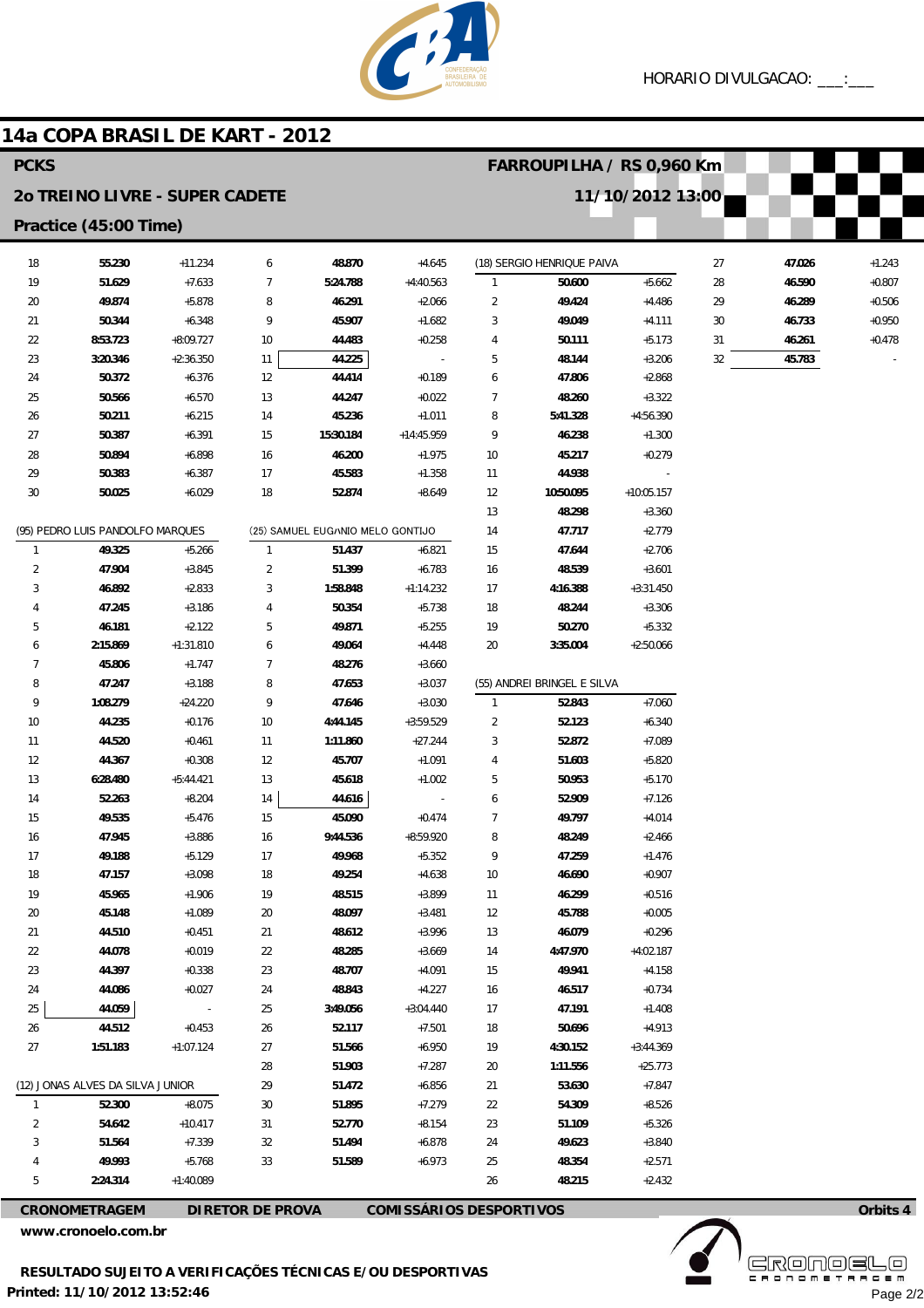# 14a COPA BRASIL DE KART - 2012

**PCKS** — **FARROUPILHA / RS 0,960 Km**

**2o TREINO LIVRE - SUPER CADETE** — **11/10/2012 13:00**

**Practice (45:00 Time)**

HORARIO DIVULGACAO: ___:___

| | | |
|---|---|---|
| 18 | 55.230 | +11.234 |
| 19 | 51.629 | +7.633 |
| 20 | 49.874 | +5.878 |
| 21 | 50.344 | +6.348 |
| 22 | 8:53.723 | +8:09.727 |
| 23 | 3:20.346 | +2:36.350 |
| 24 | 50.372 | +6.376 |
| 25 | 50.566 | +6.570 |
| 26 | 50.211 | +6.215 |
| 27 | 50.387 | +6.391 |
| 28 | 50.894 | +6.898 |
| 29 | 50.383 | +6.387 |
| 30 | 50.025 | +6.029 |

(95) PEDRO LUIS PANDOLFO MARQUES

| | | |
|---|---|---|
| 1 | 49.325 | +5.266 |
| 2 | 47.904 | +3.845 |
| 3 | 46.892 | +2.833 |
| 4 | 47.245 | +3.186 |
| 5 | 46.181 | +2.122 |
| 6 | 2:15.869 | +1:31.810 |
| 7 | 45.806 | +1.747 |
| 8 | 47.247 | +3.188 |
| 9 | 1:08.279 | +24.220 |
| 10 | 44.235 | +0.176 |
| 11 | 44.520 | +0.461 |
| 12 | 44.367 | +0.308 |
| 13 | 6:28.480 | +5:44.421 |
| 14 | 52.263 | +8.204 |
| 15 | 49.535 | +5.476 |
| 16 | 47.945 | +3.886 |
| 17 | 49.188 | +5.129 |
| 18 | 47.157 | +3.098 |
| 19 | 45.965 | +1.906 |
| 20 | 45.148 | +1.089 |
| 21 | 44.510 | +0.451 |
| 22 | 44.078 | +0.019 |
| 23 | 44.397 | +0.338 |
| 24 | 44.086 | +0.027 |
| 25 | 44.059 | - |
| 26 | 44.512 | +0.453 |
| 27 | 1:51.183 | +1:07.124 |

(12) JONAS ALVES DA SILVA JUNIOR

| | | |
|---|---|---|
| 1 | 52.300 | +8.075 |
| 2 | 54.642 | +10.417 |
| 3 | 51.564 | +7.339 |
| 4 | 49.993 | +5.768 |
| 5 | 2:24.314 | +1:40.089 |
| 6 | 48.870 | +4.645 |
| 7 | 5:24.788 | +4:40.563 |
| 8 | 46.291 | +2.066 |
| 9 | 45.907 | +1.682 |
| 10 | 44.483 | +0.258 |
| 11 | 44.225 | - |
| 12 | 44.414 | +0.189 |
| 13 | 44.247 | +0.022 |
| 14 | 45.236 | +1.011 |
| 15 | 15:30.184 | +14:45.959 |
| 16 | 46.200 | +1.975 |
| 17 | 45.583 | +1.358 |
| 18 | 52.874 | +8.649 |

(25) SAMUEL EUGÊNIO MELO GONTIJO

| | | |
|---|---|---|
| 1 | 51.437 | +6.821 |
| 2 | 51.399 | +6.783 |
| 3 | 1:58.848 | +1:14.232 |
| 4 | 50.354 | +5.738 |
| 5 | 49.871 | +5.255 |
| 6 | 49.064 | +4.448 |
| 7 | 48.276 | +3.660 |
| 8 | 47.653 | +3.037 |
| 9 | 47.646 | +3.030 |
| 10 | 4:44.145 | +3:59.529 |
| 11 | 1:11.860 | +27.244 |
| 12 | 45.707 | +1.091 |
| 13 | 45.618 | +1.002 |
| 14 | 44.616 | - |
| 15 | 45.090 | +0.474 |
| 16 | 9:44.536 | +8:59.920 |
| 17 | 49.968 | +5.352 |
| 18 | 49.254 | +4.638 |
| 19 | 48.515 | +3.899 |
| 20 | 48.097 | +3.481 |
| 21 | 48.612 | +3.996 |
| 22 | 48.285 | +3.669 |
| 23 | 48.707 | +4.091 |
| 24 | 48.843 | +4.227 |
| 25 | 3:49.056 | +3:04.440 |
| 26 | 52.117 | +7.501 |
| 27 | 51.566 | +6.950 |
| 28 | 51.903 | +7.287 |
| 29 | 51.472 | +6.856 |
| 30 | 51.895 | +7.279 |
| 31 | 52.770 | +8.154 |
| 32 | 51.494 | +6.878 |
| 33 | 51.589 | +6.973 |

(18) SERGIO HENRIQUE PAIVA

| | | |
|---|---|---|
| 1 | 50.600 | +5.662 |
| 2 | 49.424 | +4.486 |
| 3 | 49.049 | +4.111 |
| 4 | 50.111 | +5.173 |
| 5 | 48.144 | +3.206 |
| 6 | 47.806 | +2.868 |
| 7 | 48.260 | +3.322 |
| 8 | 5:41.328 | +4:56.390 |
| 9 | 46.238 | +1.300 |
| 10 | 45.217 | +0.279 |
| 11 | 44.938 | - |
| 12 | 10:50.095 | +10:05.157 |
| 13 | 48.298 | +3.360 |
| 14 | 47.717 | +2.779 |
| 15 | 47.644 | +2.706 |
| 16 | 48.539 | +3.601 |
| 17 | 4:16.388 | +3:31.450 |
| 18 | 48.244 | +3.306 |
| 19 | 50.270 | +5.332 |
| 20 | 3:35.004 | +2:50.066 |

(55) ANDREI BRINGEL E SILVA

| | | |
|---|---|---|
| 1 | 52.843 | +7.060 |
| 2 | 52.123 | +6.340 |
| 3 | 52.872 | +7.089 |
| 4 | 51.603 | +5.820 |
| 5 | 50.953 | +5.170 |
| 6 | 52.909 | +7.126 |
| 7 | 49.797 | +4.014 |
| 8 | 48.249 | +2.466 |
| 9 | 47.259 | +1.476 |
| 10 | 46.690 | +0.907 |
| 11 | 46.299 | +0.516 |
| 12 | 45.788 | +0.005 |
| 13 | 46.079 | +0.296 |
| 14 | 4:47.970 | +4:02.187 |
| 15 | 49.941 | +4.158 |
| 16 | 46.517 | +0.734 |
| 17 | 47.191 | +1.408 |
| 18 | 50.696 | +4.913 |
| 19 | 4:30.152 | +3:44.369 |
| 20 | 1:11.556 | +25.773 |
| 21 | 53.630 | +7.847 |
| 22 | 54.309 | +8.526 |
| 23 | 51.109 | +5.326 |
| 24 | 49.623 | +3.840 |
| 25 | 48.354 | +2.571 |
| 26 | 48.215 | +2.432 |
| 27 | 47.026 | +1.243 |
| 28 | 46.590 | +0.807 |
| 29 | 46.289 | +0.506 |
| 30 | 46.733 | +0.950 |
| 31 | 46.261 | +0.478 |
| 32 | 45.783 | - |

**CRONOMETRAGEM** **DIRETOR DE PROVA** **COMISSÁRIOS DESPORTIVOS** **Orbits 4**

www.cronoelo.com.br

**RESULTADO SUJEITO A VERIFICAÇÕES TÉCNICAS E/OU DESPORTIVAS**

**Printed: 11/10/2012 13:52:46**